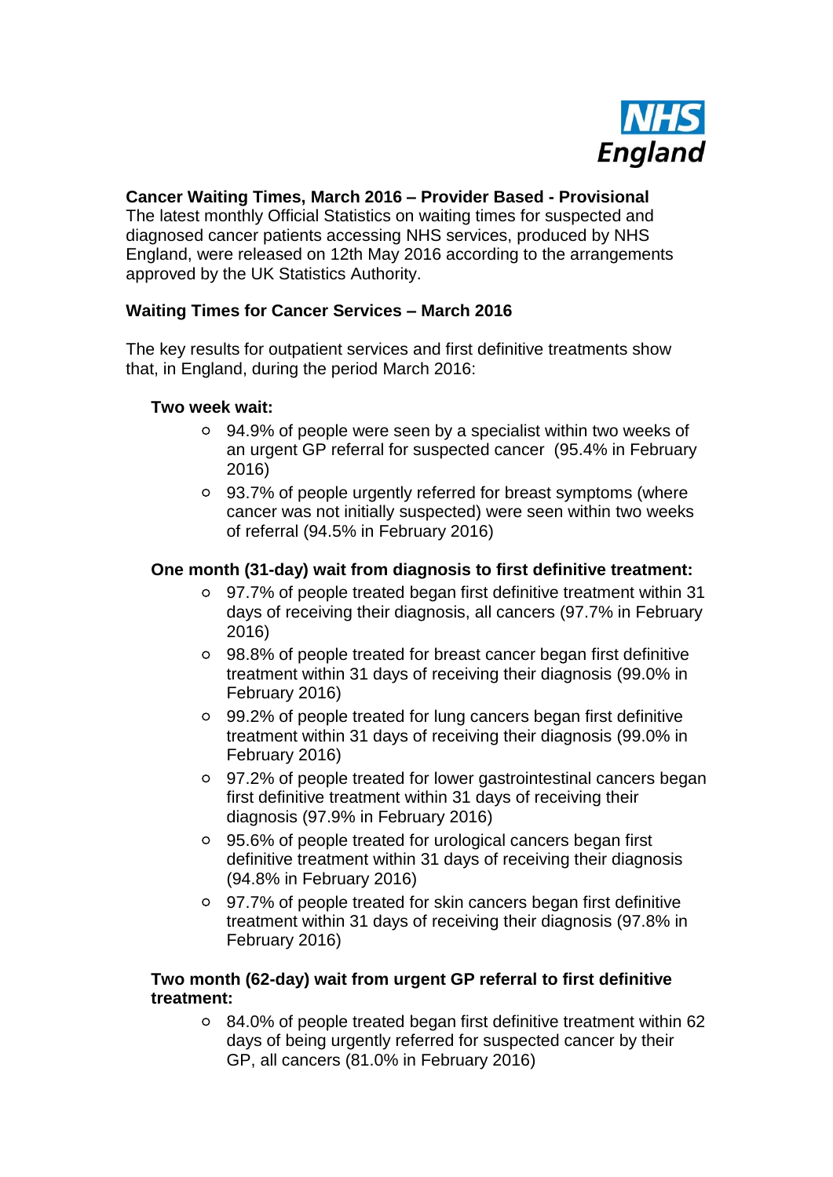NHS England

**Cancer Waiting Times, March 2016 – Provider Based - Provisional**

The latest monthly Official Statistics on waiting times for suspected and diagnosed cancer patients accessing NHS services, produced by NHS England, were released on 12th May 2016 according to the arrangements approved by the UK Statistics Authority.

**Waiting Times for Cancer Services – March 2016**

The key results for outpatient services and first definitive treatments show that, in England, during the period March 2016:

**Two week wait:**

- 94.9% of people were seen by a specialist within two weeks of an urgent GP referral for suspected cancer (95.4% in February 2016)
- 93.7% of people urgently referred for breast symptoms (where cancer was not initially suspected) were seen within two weeks of referral (94.5% in February 2016)

**One month (31-day) wait from diagnosis to first definitive treatment:**

- 97.7% of people treated began first definitive treatment within 31 days of receiving their diagnosis, all cancers (97.7% in February 2016)
- 98.8% of people treated for breast cancer began first definitive treatment within 31 days of receiving their diagnosis (99.0% in February 2016)
- 99.2% of people treated for lung cancers began first definitive treatment within 31 days of receiving their diagnosis (99.0% in February 2016)
- 97.2% of people treated for lower gastrointestinal cancers began first definitive treatment within 31 days of receiving their diagnosis (97.9% in February 2016)
- 95.6% of people treated for urological cancers began first definitive treatment within 31 days of receiving their diagnosis (94.8% in February 2016)
- 97.7% of people treated for skin cancers began first definitive treatment within 31 days of receiving their diagnosis (97.8% in February 2016)

**Two month (62-day) wait from urgent GP referral to first definitive treatment:**

- 84.0% of people treated began first definitive treatment within 62 days of being urgently referred for suspected cancer by their GP, all cancers (81.0% in February 2016)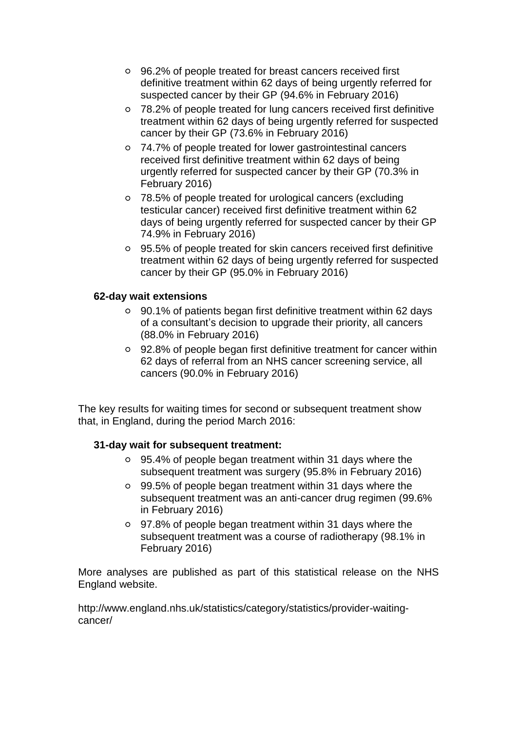- 96.2% of people treated for breast cancers received first definitive treatment within 62 days of being urgently referred for suspected cancer by their GP (94.6% in February 2016)
- 78.2% of people treated for lung cancers received first definitive treatment within 62 days of being urgently referred for suspected cancer by their GP (73.6% in February 2016)
- 74.7% of people treated for lower gastrointestinal cancers received first definitive treatment within 62 days of being urgently referred for suspected cancer by their GP (70.3% in February 2016)
- 78.5% of people treated for urological cancers (excluding testicular cancer) received first definitive treatment within 62 days of being urgently referred for suspected cancer by their GP 74.9% in February 2016)
- 95.5% of people treated for skin cancers received first definitive treatment within 62 days of being urgently referred for suspected cancer by their GP (95.0% in February 2016)

**62-day wait extensions**

- 90.1% of patients began first definitive treatment within 62 days of a consultant's decision to upgrade their priority, all cancers (88.0% in February 2016)
- 92.8% of people began first definitive treatment for cancer within 62 days of referral from an NHS cancer screening service, all cancers (90.0% in February 2016)

The key results for waiting times for second or subsequent treatment show that, in England, during the period March 2016:

**31-day wait for subsequent treatment:**

- 95.4% of people began treatment within 31 days where the subsequent treatment was surgery (95.8% in February 2016)
- 99.5% of people began treatment within 31 days where the subsequent treatment was an anti-cancer drug regimen (99.6% in February 2016)
- 97.8% of people began treatment within 31 days where the subsequent treatment was a course of radiotherapy (98.1% in February 2016)

More analyses are published as part of this statistical release on the NHS England website.

http://www.england.nhs.uk/statistics/category/statistics/provider-waiting-cancer/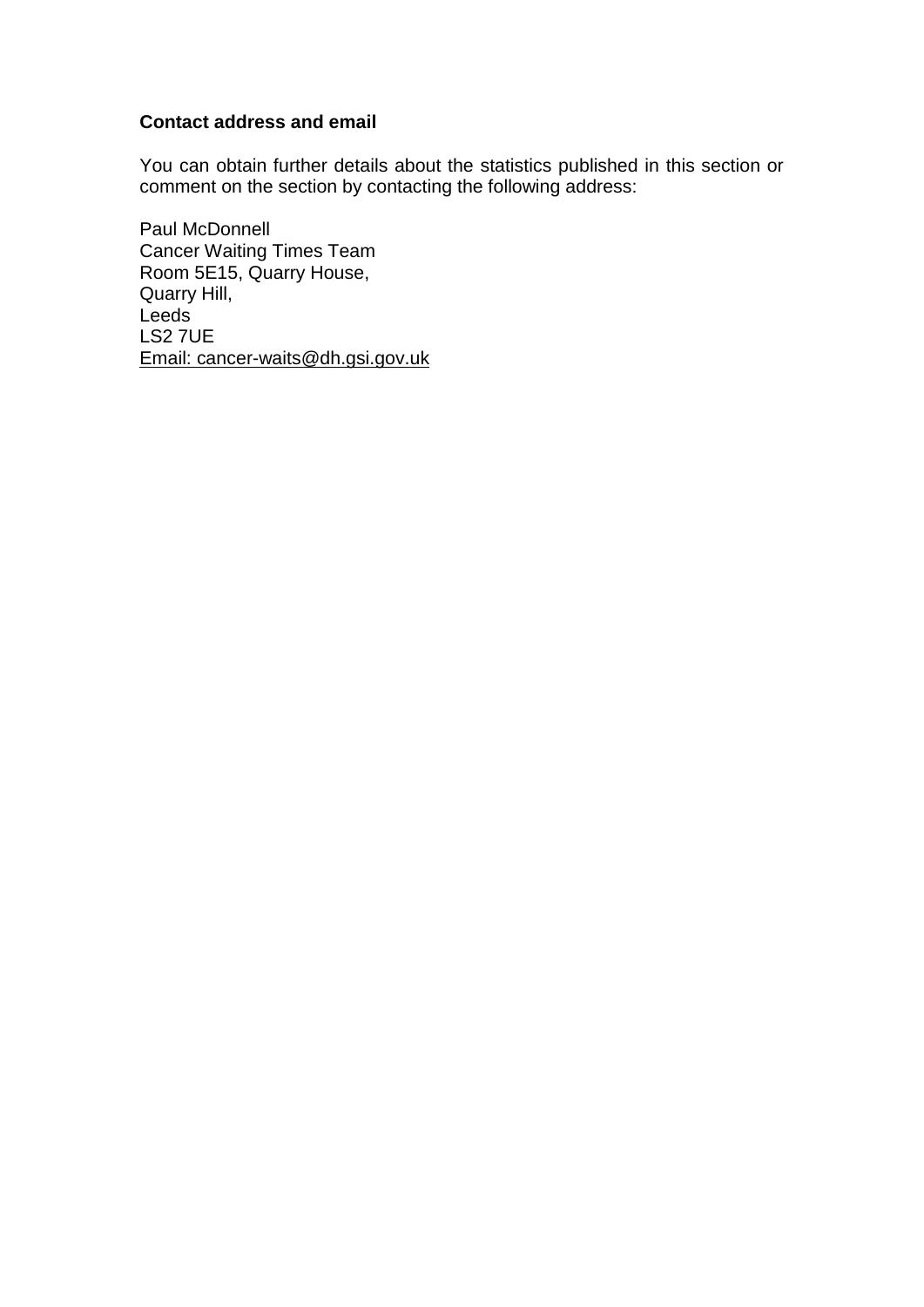**Contact address and email**

You can obtain further details about the statistics published in this section or comment on the section by contacting the following address:

Paul McDonnell  
Cancer Waiting Times Team  
Room 5E15, Quarry House,  
Quarry Hill,  
Leeds  
LS2 7UE  
Email: cancer-waits@dh.gsi.gov.uk